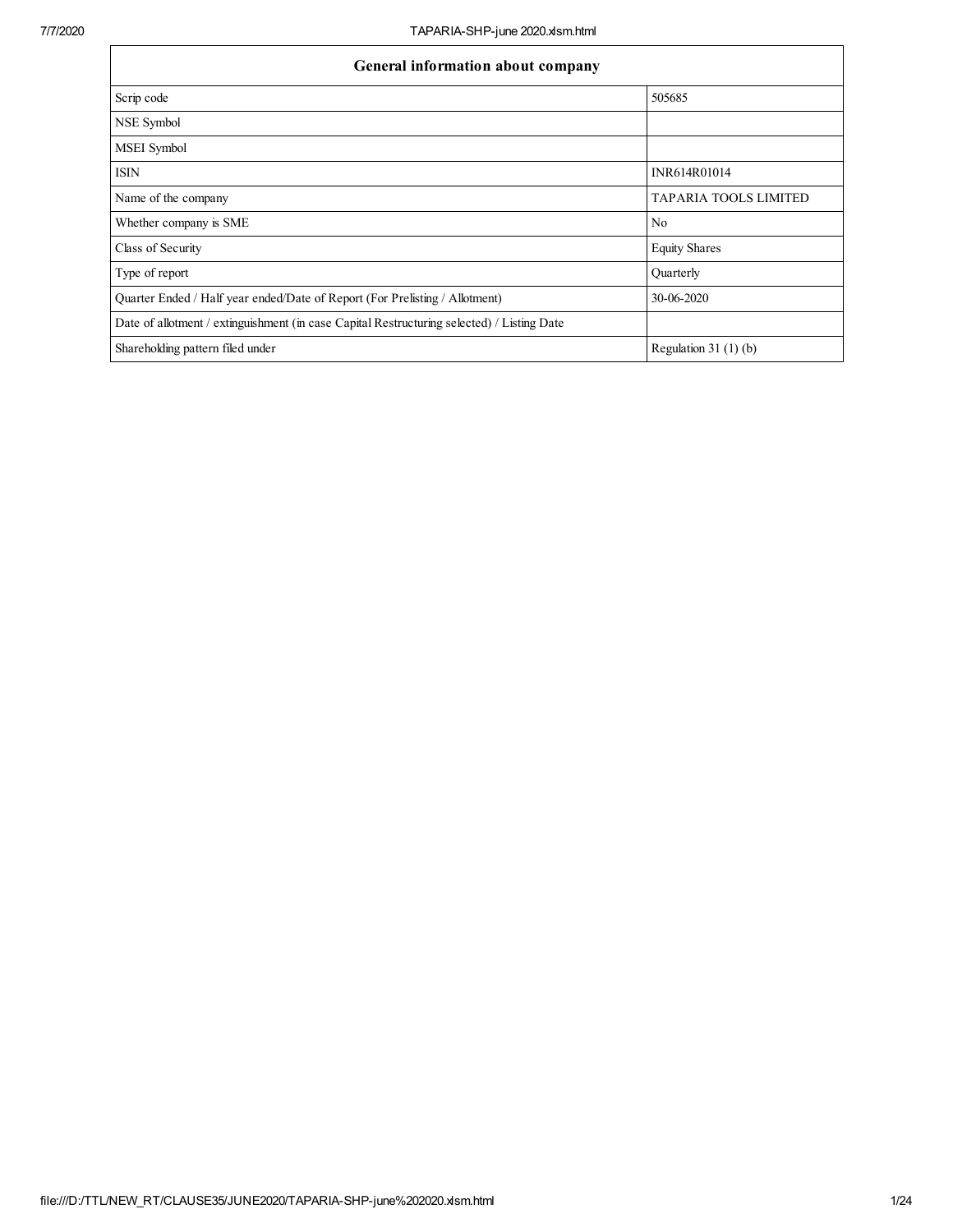| General information about company | |
|---|---|
| Scrip code | 505685 |
| NSE Symbol | |
| MSEI Symbol | |
| ISIN | INR614R01014 |
| Name of the company | TAPARIA TOOLS LIMITED |
| Whether company is SME | No |
| Class of Security | Equity Shares |
| Type of report | Quarterly |
| Quarter Ended / Half year ended/Date of Report (For Prelisting / Allotment) | 30-06-2020 |
| Date of allotment / extinguishment (in case Capital Restructuring selected) / Listing Date | |
| Shareholding pattern filed under | Regulation 31 (1) (b) |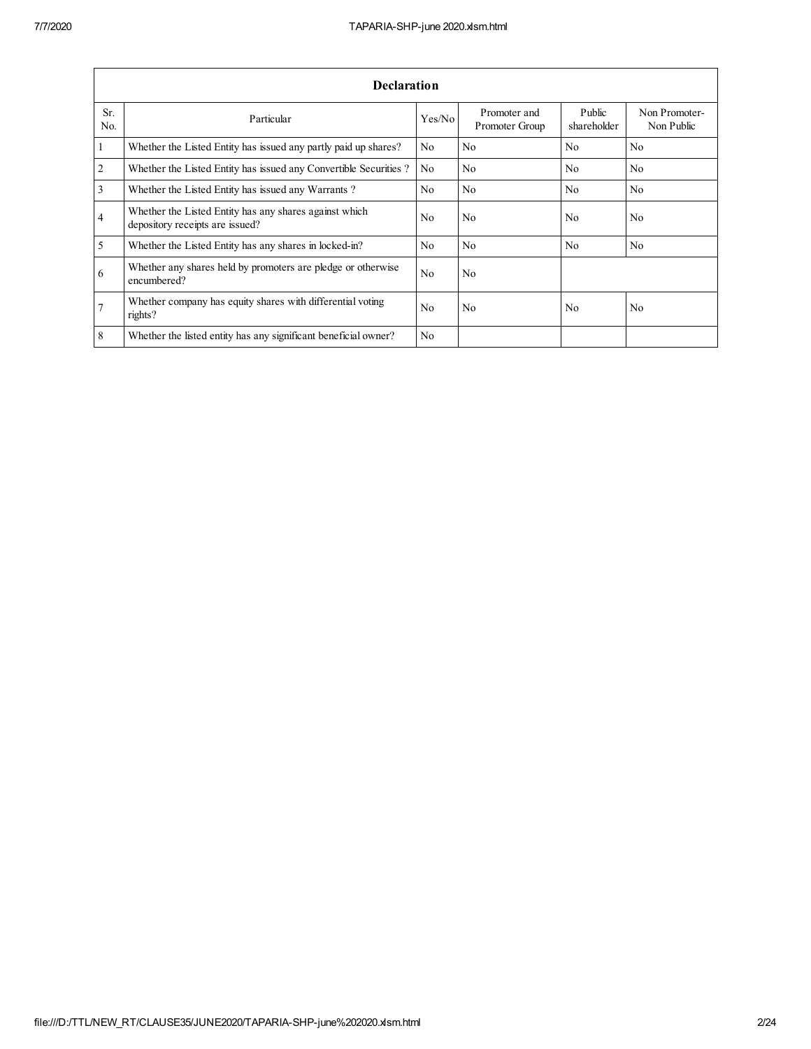| Declaration | | | | | |
|---|---|---|---|---|---|
| Sr. No. | Particular | Yes/No | Promoter and Promoter Group | Public shareholder | Non Promoter- Non Public |
| 1 | Whether the Listed Entity has issued any partly paid up shares? | No | No | No | No |
| 2 | Whether the Listed Entity has issued any Convertible Securities ? | No | No | No | No |
| 3 | Whether the Listed Entity has issued any Warrants ? | No | No | No | No |
| 4 | Whether the Listed Entity has any shares against which depository receipts are issued? | No | No | No | No |
| 5 | Whether the Listed Entity has any shares in locked-in? | No | No | No | No |
| 6 | Whether any shares held by promoters are pledge or otherwise encumbered? | No | No | | |
| 7 | Whether company has equity shares with differential voting rights? | No | No | No | No |
| 8 | Whether the listed entity has any significant beneficial owner? | No | | | |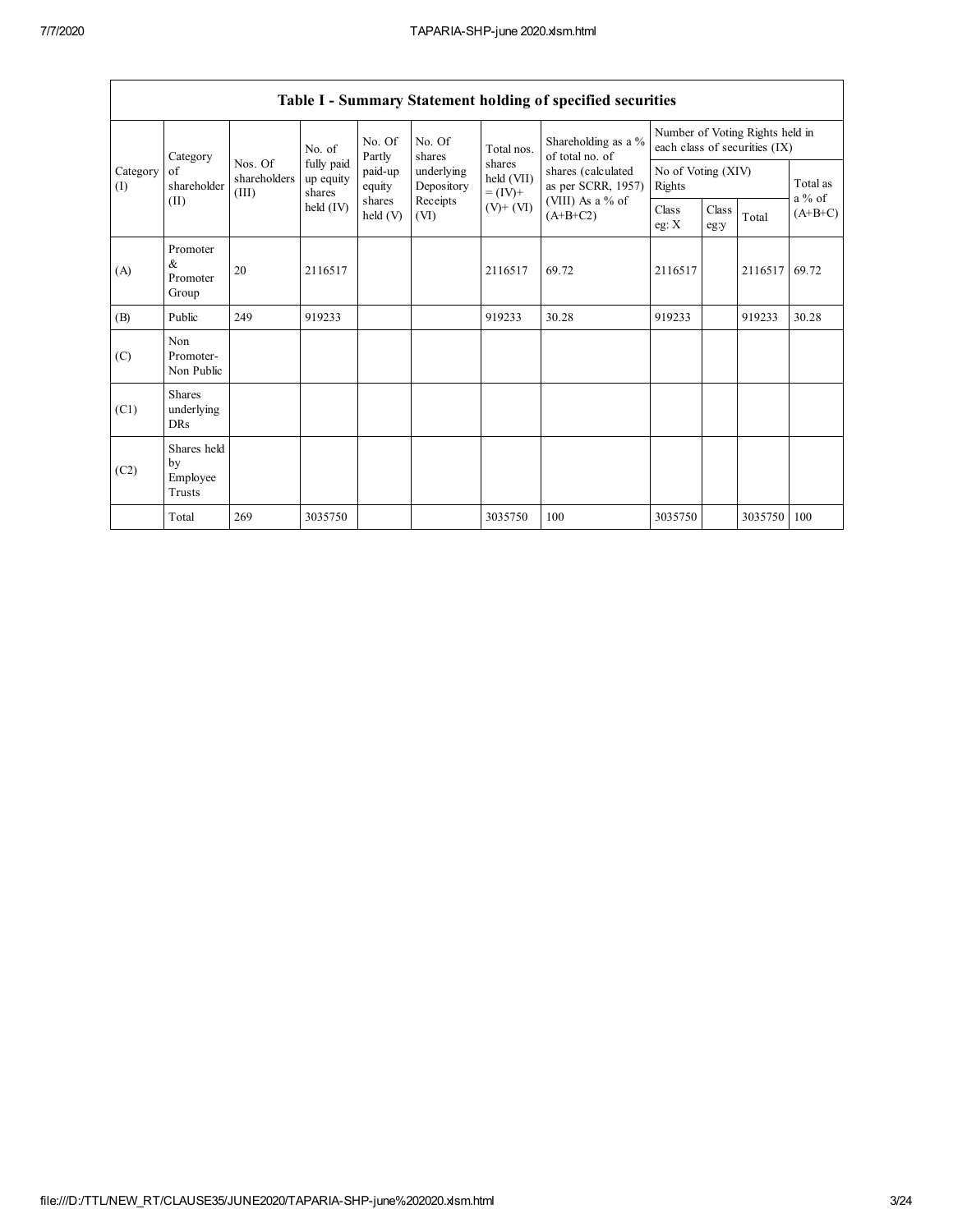## Table I - Summary Statement holding of specified securities

| Category (I) | Category of shareholder (II) | Nos. Of shareholders (III) | No. of fully paid up equity shares held (IV) | No. Of Partly paid-up equity shares held (V) | No. Of shares underlying Depository Receipts (VI) | Total nos. shares held (VII) = (IV)+ (V)+ (VI) | Shareholding as a % of total no. of shares (calculated as per SCRR, 1957) (VIII) As a % of (A+B+C2) | Number of Voting Rights held in each class of securities (IX) | | | |
|---|---|---|---|---|---|---|---|---|---|---|---|
| | | | | | | | | No of Voting (XIV) Rights | | | Total as a % of (A+B+C) |
| | | | | | | | | Class eg: X | Class eg:y | Total | |
| (A) | Promoter & Promoter Group | 20 | 2116517 | | | 2116517 | 69.72 | 2116517 | | 2116517 | 69.72 |
| (B) | Public | 249 | 919233 | | | 919233 | 30.28 | 919233 | | 919233 | 30.28 |
| (C) | Non Promoter- Non Public | | | | | | | | | | |
| (C1) | Shares underlying DRs | | | | | | | | | | |
| (C2) | Shares held by Employee Trusts | | | | | | | | | | |
| | Total | 269 | 3035750 | | | 3035750 | 100 | 3035750 | | 3035750 | 100 |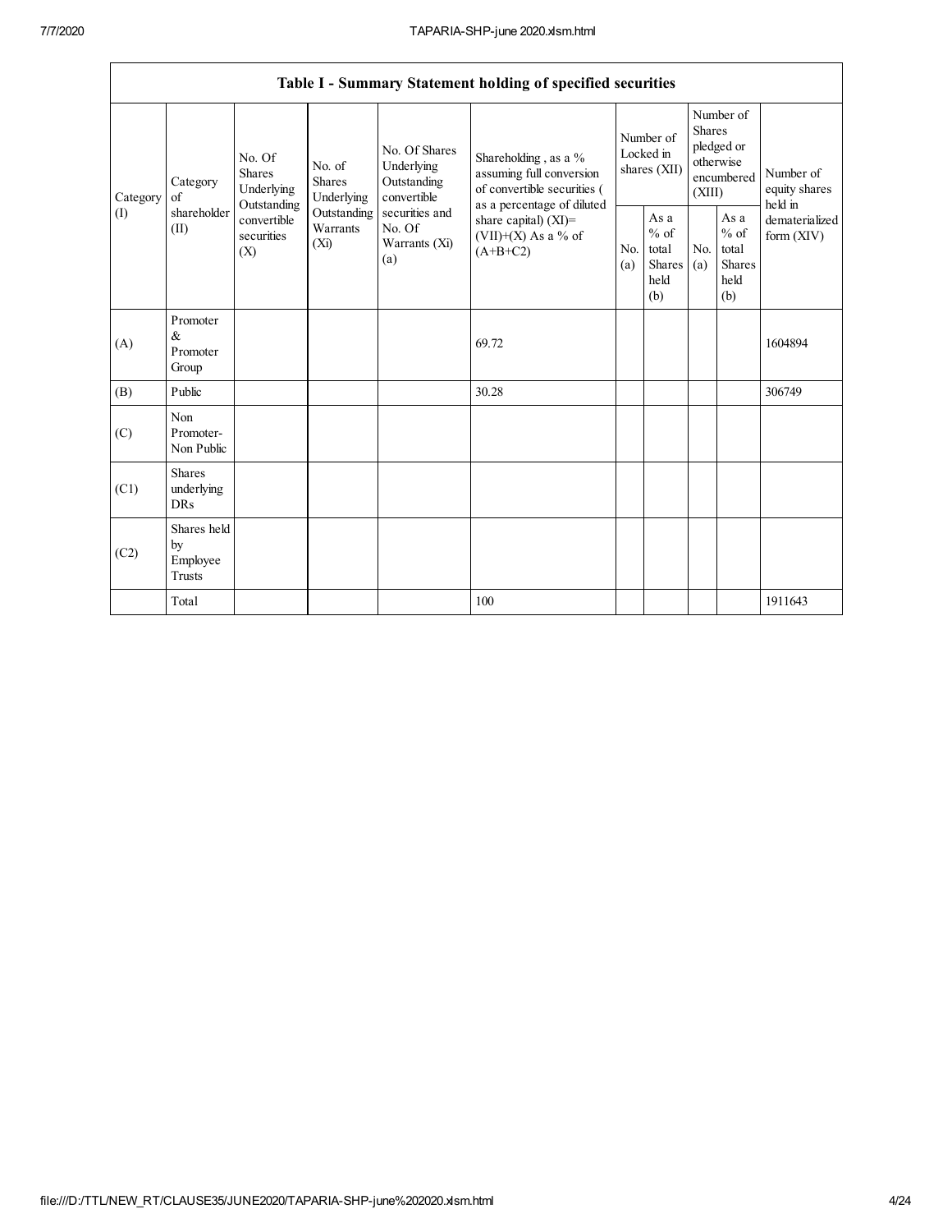| Table I - Summary Statement holding of specified securities | | | | | | | | | | |
|---|---|---|---|---|---|---|---|---|---|---|
| Category (I) | Category of shareholder (II) | No. Of Shares Underlying Outstanding convertible securities (X) | No. of Shares Underlying Outstanding Warrants (Xi) | No. Of Shares Underlying Outstanding convertible securities and No. Of Warrants (Xi) (a) | Shareholding , as a % assuming full conversion of convertible securities ( as a percentage of diluted share capital) (XI)= (VII)+(X) As a % of (A+B+C2) | Number of Locked in shares (XII) | | Number of Shares pledged or otherwise encumbered (XIII) | | Number of equity shares held in dematerialized form (XIV) |
| | | | | | | No. (a) | As a % of total Shares held (b) | No. (a) | As a % of total Shares held (b) | |
| (A) | Promoter & Promoter Group | | | | 69.72 | | | | | 1604894 |
| (B) | Public | | | | 30.28 | | | | | 306749 |
| (C) | Non Promoter- Non Public | | | | | | | | | |
| (C1) | Shares underlying DRs | | | | | | | | | |
| (C2) | Shares held by Employee Trusts | | | | | | | | | |
| | Total | | | | 100 | | | | | 1911643 |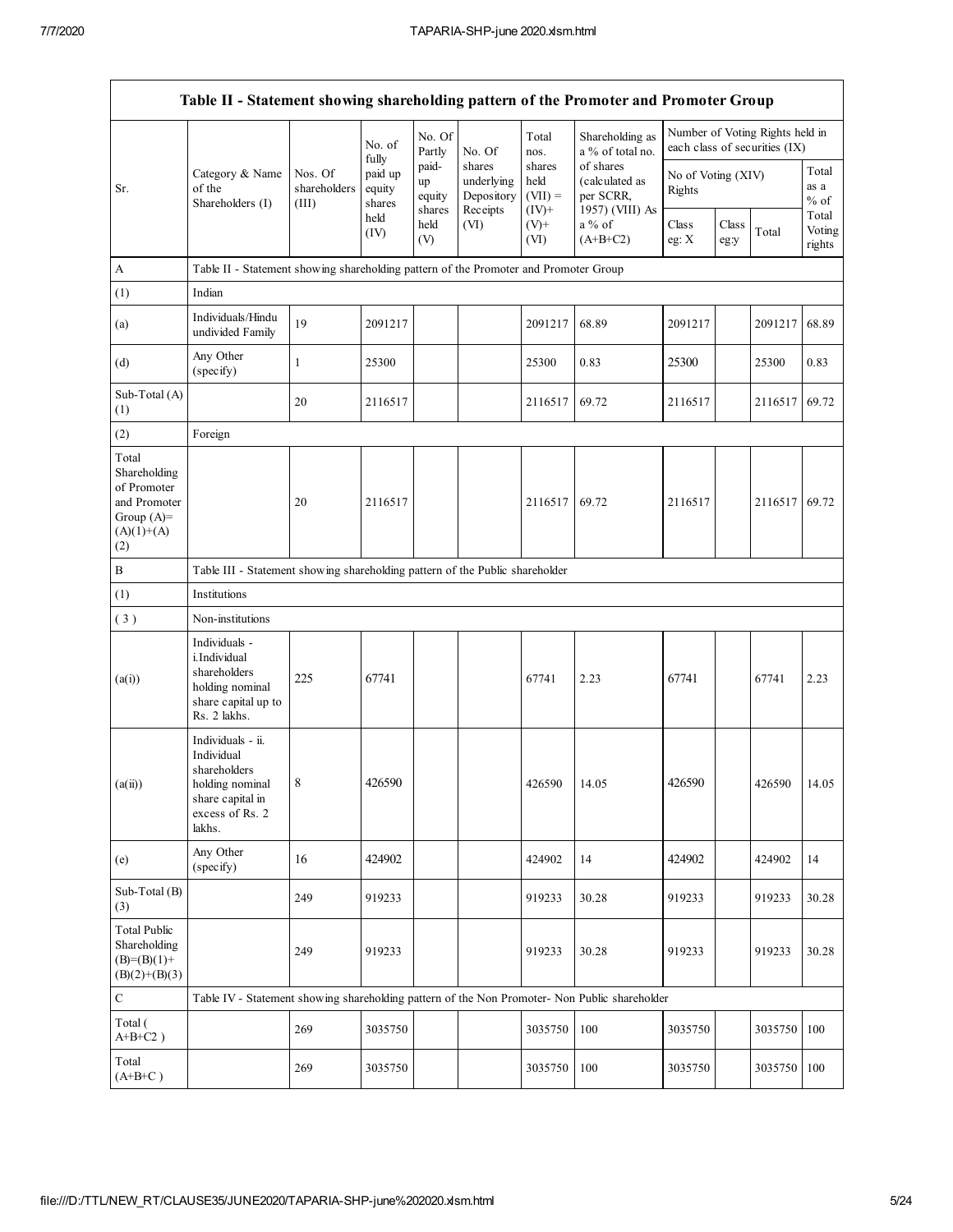| Table II - Statement showing shareholding pattern of the Promoter and Promoter Group | | | | | | | | | | | | |
|---|---|---|---|---|---|---|---|---|---|---|---|---|
| Sr. | Category & Name of the Shareholders (I) | Nos. Of shareholders (III) | No. of fully paid up equity shares held (IV) | No. Of Partly paid-up equity shares held (V) | No. Of shares underlying Depository Receipts (VI) | Total nos. shares held (VII) = (IV)+ (V)+ (VI) | Shareholding as a % of total no. of shares (calculated as per SCRR, 1957) (VIII) As a % of (A+B+C2) | Number of Voting Rights held in each class of securities (IX) | | | |
| | | | | | | | | No of Voting (XIV) Rights | | | Total as a % of Total Voting rights |
| | | | | | | | | Class eg: X | Class eg:y | Total | |
| A | Table II - Statement showing shareholding pattern of the Promoter and Promoter Group | | | | | | | | | | |
| (1) | Indian | | | | | | | | | | |
| (a) | Individuals/Hindu undivided Family | 19 | 2091217 | | | 2091217 | 68.89 | 2091217 | | 2091217 | 68.89 |
| (d) | Any Other (specify) | 1 | 25300 | | | 25300 | 0.83 | 25300 | | 25300 | 0.83 |
| Sub-Total (A) (1) | | 20 | 2116517 | | | 2116517 | 69.72 | 2116517 | | 2116517 | 69.72 |
| (2) | Foreign | | | | | | | | | | |
| Total Shareholding of Promoter and Promoter Group (A)=(A)(1)+(A)(2) | | 20 | 2116517 | | | 2116517 | 69.72 | 2116517 | | 2116517 | 69.72 |
| B | Table III - Statement showing shareholding pattern of the Public shareholder | | | | | | | | | | |
| (1) | Institutions | | | | | | | | | | |
| (3) | Non-institutions | | | | | | | | | | |
| (a(i)) | Individuals - i.Individual shareholders holding nominal share capital up to Rs. 2 lakhs. | 225 | 67741 | | | 67741 | 2.23 | 67741 | | 67741 | 2.23 |
| (a(ii)) | Individuals - ii. Individual shareholders holding nominal share capital in excess of Rs. 2 lakhs. | 8 | 426590 | | | 426590 | 14.05 | 426590 | | 426590 | 14.05 |
| (e) | Any Other (specify) | 16 | 424902 | | | 424902 | 14 | 424902 | | 424902 | 14 |
| Sub-Total (B) (3) | | 249 | 919233 | | | 919233 | 30.28 | 919233 | | 919233 | 30.28 |
| Total Public Shareholding (B)=(B)(1)+(B)(2)+(B)(3) | | 249 | 919233 | | | 919233 | 30.28 | 919233 | | 919233 | 30.28 |
| C | Table IV - Statement showing shareholding pattern of the Non Promoter- Non Public shareholder | | | | | | | | | | |
| Total ( A+B+C2 ) | | 269 | 3035750 | | | 3035750 | 100 | 3035750 | | 3035750 | 100 |
| Total (A+B+C ) | | 269 | 3035750 | | | 3035750 | 100 | 3035750 | | 3035750 | 100 |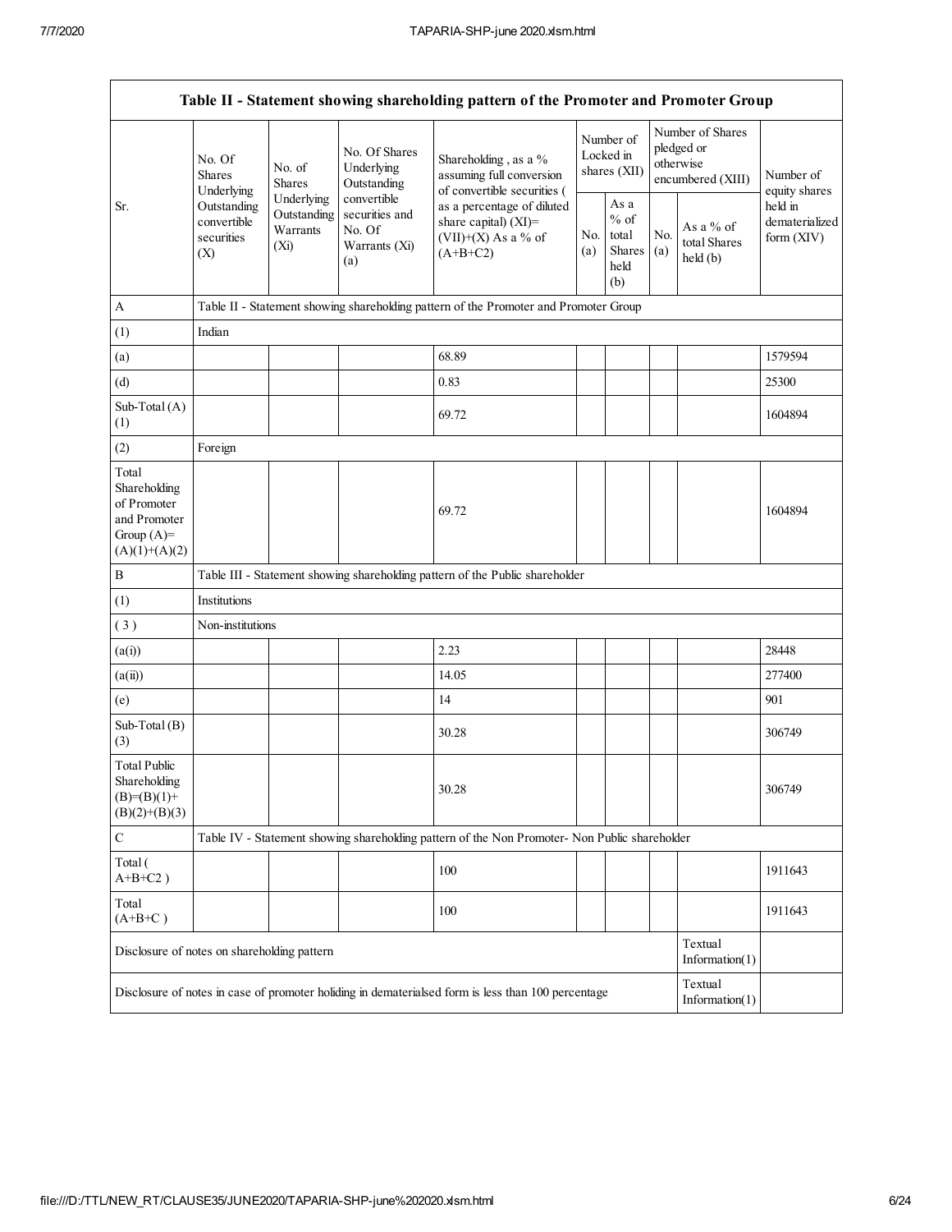| Table II - Statement showing shareholding pattern of the Promoter and Promoter Group | | | | | | | | | |
|---|---|---|---|---|---|---|---|---|---|
| Sr. | No. Of Shares Underlying Outstanding convertible securities (X) | No. of Shares Underlying Outstanding Warrants (Xi) | No. Of Shares Underlying Outstanding convertible securities and No. Of Warrants (Xi) (a) | Shareholding , as a % assuming full conversion of convertible securities ( as a percentage of diluted share capital) (XI)= (VII)+(X) As a % of (A+B+C2) | Number of Locked in shares (XII) | | Number of Shares pledged or otherwise encumbered (XIII) | | Number of equity shares held in dematerialized form (XIV) |
| | | | | | No. (a) | As a % of total Shares held (b) | No. (a) | As a % of total Shares held (b) | |
| A | Table II - Statement showing shareholding pattern of the Promoter and Promoter Group | | | | | | | | |
| (1) | Indian | | | | | | | | |
| (a) | | | | 68.89 | | | | | 1579594 |
| (d) | | | | 0.83 | | | | | 25300 |
| Sub-Total (A) (1) | | | | 69.72 | | | | | 1604894 |
| (2) | Foreign | | | | | | | | |
| Total Shareholding of Promoter and Promoter Group (A)= (A)(1)+(A)(2) | | | | 69.72 | | | | | 1604894 |
| B | Table III - Statement showing shareholding pattern of the Public shareholder | | | | | | | | |
| (1) | Institutions | | | | | | | | |
| ( 3 ) | Non-institutions | | | | | | | | |
| (a(i)) | | | | 2.23 | | | | | 28448 |
| (a(ii)) | | | | 14.05 | | | | | 277400 |
| (e) | | | | 14 | | | | | 901 |
| Sub-Total (B) (3) | | | | 30.28 | | | | | 306749 |
| Total Public Shareholding (B)=(B)(1)+ (B)(2)+(B)(3) | | | | 30.28 | | | | | 306749 |
| C | Table IV - Statement showing shareholding pattern of the Non Promoter- Non Public shareholder | | | | | | | | |
| Total ( A+B+C2 ) | | | | 100 | | | | | 1911643 |
| Total (A+B+C ) | | | | 100 | | | | | 1911643 |
| Disclosure of notes on shareholding pattern | | | | | | | | Textual Information(1) | |
| Disclosure of notes in case of promoter holiding in dematerialsed form is less than 100 percentage | | | | | | | | Textual Information(1) | |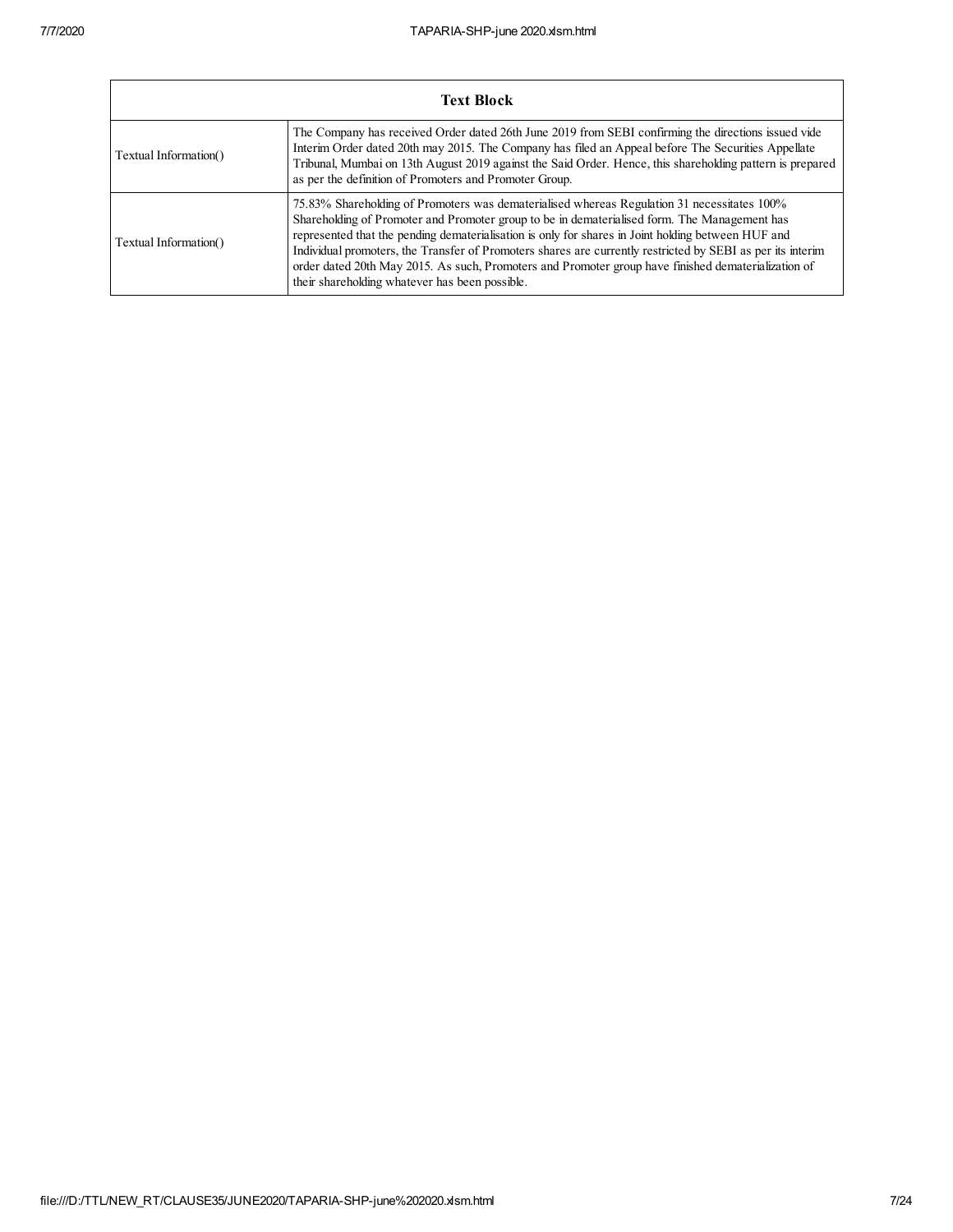| Text Block | |
|---|---|
| Textual Information() | The Company has received Order dated 26th June 2019 from SEBI confirming the directions issued vide Interim Order dated 20th may 2015. The Company has filed an Appeal before The Securities Appellate Tribunal, Mumbai on 13th August 2019 against the Said Order. Hence, this shareholding pattern is prepared as per the definition of Promoters and Promoter Group. |
| Textual Information() | 75.83% Shareholding of Promoters was dematerialised whereas Regulation 31 necessitates 100% Shareholding of Promoter and Promoter group to be in dematerialised form. The Management has represented that the pending dematerialisation is only for shares in Joint holding between HUF and Individual promoters, the Transfer of Promoters shares are currently restricted by SEBI as per its interim order dated 20th May 2015. As such, Promoters and Promoter group have finished dematerialization of their shareholding whatever has been possible. |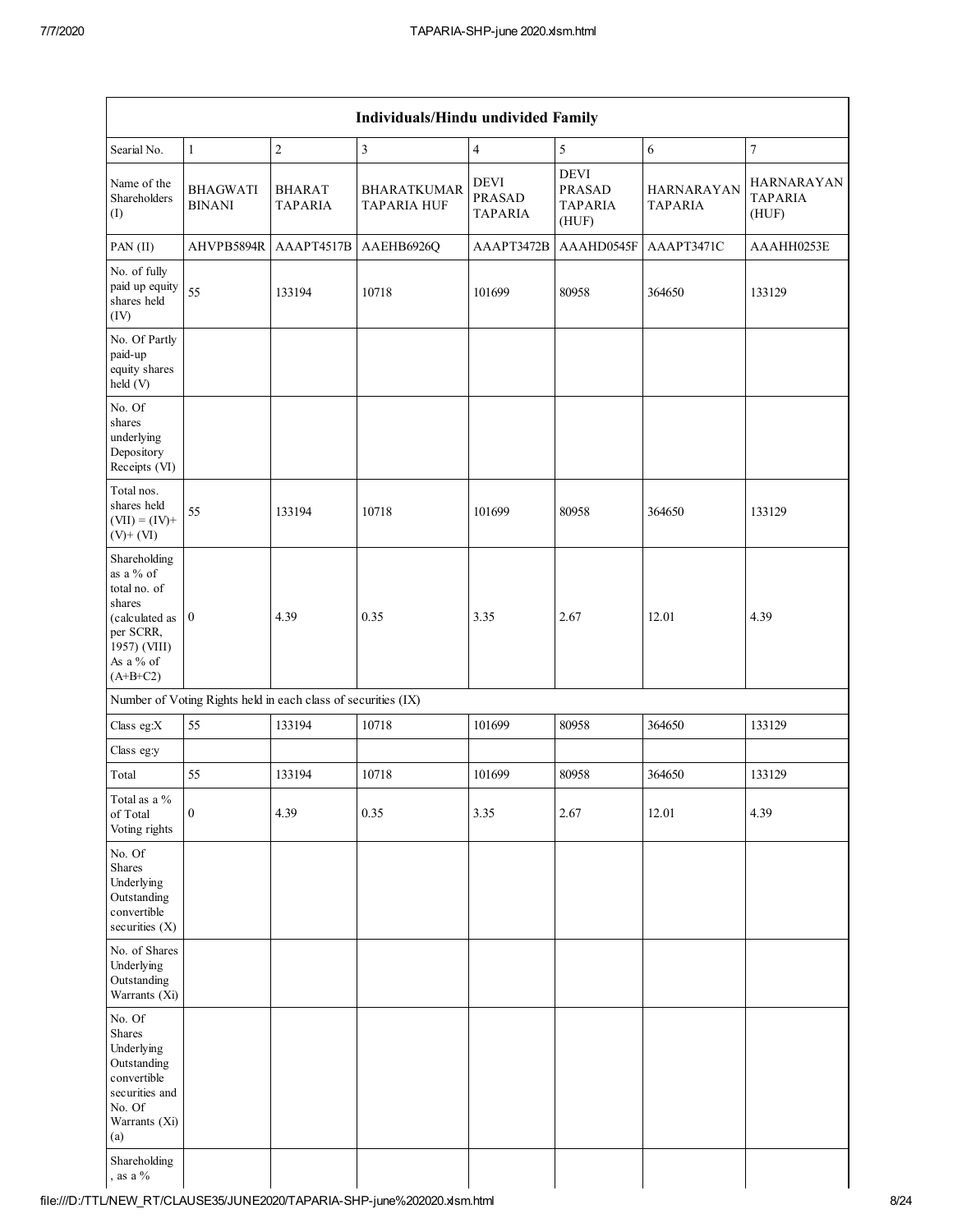| Individuals/Hindu undivided Family | | | | | | | |
|---|---|---|---|---|---|---|---|
| Searial No. | 1 | 2 | 3 | 4 | 5 | 6 | 7 |
| Name of the Shareholders (I) | BHAGWATI BINANI | BHARAT TAPARIA | BHARATKUMAR TAPARIA HUF | DEVI PRASAD TAPARIA | DEVI PRASAD TAPARIA (HUF) | HARNARAYAN TAPARIA | HARNARAYAN TAPARIA (HUF) |
| PAN (II) | AHVPB5894R | AAAPT4517B | AAEHB6926Q | AAAPT3472B | AAAHD0545F | AAAPT3471C | AAAHH0253E |
| No. of fully paid up equity shares held (IV) | 55 | 133194 | 10718 | 101699 | 80958 | 364650 | 133129 |
| No. Of Partly paid-up equity shares held (V) | | | | | | | |
| No. Of shares underlying Depository Receipts (VI) | | | | | | | |
| Total nos. shares held (VII) = (IV)+ (V)+ (VI) | 55 | 133194 | 10718 | 101699 | 80958 | 364650 | 133129 |
| Shareholding as a % of total no. of shares (calculated as per SCRR, 1957) (VIII) As a % of (A+B+C2) | 0 | 4.39 | 0.35 | 3.35 | 2.67 | 12.01 | 4.39 |
| Number of Voting Rights held in each class of securities (IX) | | | | | | | |
| Class eg:X | 55 | 133194 | 10718 | 101699 | 80958 | 364650 | 133129 |
| Class eg:y | | | | | | | |
| Total | 55 | 133194 | 10718 | 101699 | 80958 | 364650 | 133129 |
| Total as a % of Total Voting rights | 0 | 4.39 | 0.35 | 3.35 | 2.67 | 12.01 | 4.39 |
| No. Of Shares Underlying Outstanding convertible securities (X) | | | | | | | |
| No. of Shares Underlying Outstanding Warrants (Xi) | | | | | | | |
| No. Of Shares Underlying Outstanding convertible securities and No. Of Warrants (Xi) (a) | | | | | | | |
| Shareholding , as a % | | | | | | | |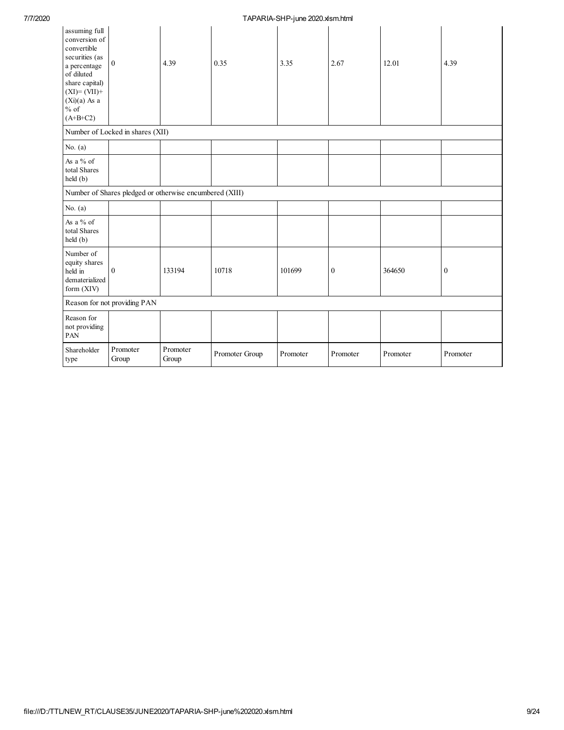| | | | | | | | |
|---|---|---|---|---|---|---|---|
| assuming full conversion of convertible securities (as a percentage of diluted share capital) (XI)= (VII)+(Xi)(a) As a % of (A+B+C2) | 0 | 4.39 | 0.35 | 3.35 | 2.67 | 12.01 | 4.39 |
| Number of Locked in shares (XII) | | | | | | | |
| No. (a) | | | | | | | |
| As a % of total Shares held (b) | | | | | | | |
| Number of Shares pledged or otherwise encumbered (XIII) | | | | | | | |
| No. (a) | | | | | | | |
| As a % of total Shares held (b) | | | | | | | |
| Number of equity shares held in dematerialized form (XIV) | 0 | 133194 | 10718 | 101699 | 0 | 364650 | 0 |
| Reason for not providing PAN | | | | | | | |
| Reason for not providing PAN | | | | | | | |
| Shareholder type | Promoter Group | Promoter Group | Promoter Group | Promoter | Promoter | Promoter | Promoter |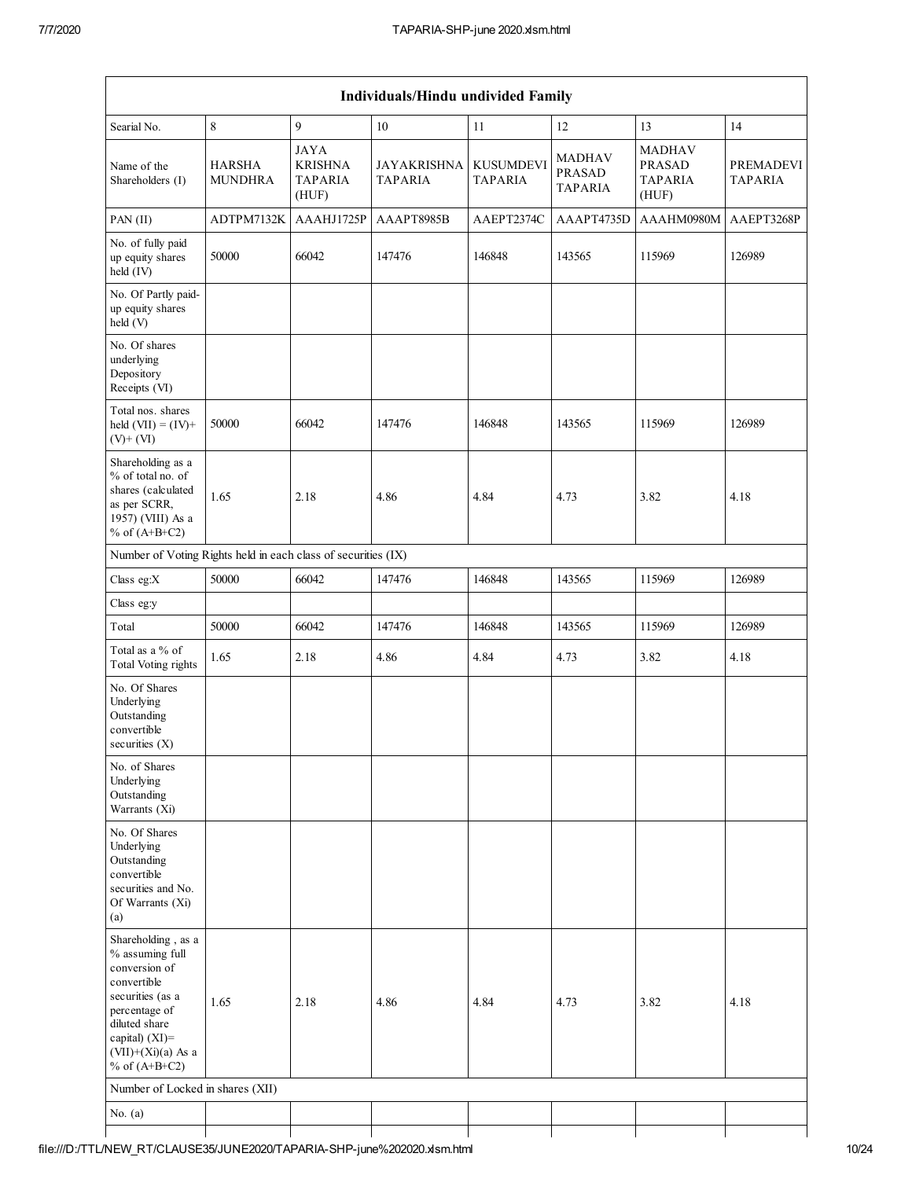| Individuals/Hindu undivided Family | | | | | | | |
|---|---|---|---|---|---|---|---|
| Searial No. | 8 | 9 | 10 | 11 | 12 | 13 | 14 |
| Name of the Shareholders (I) | HARSHA MUNDHRA | JAYA KRISHNA TAPARIA (HUF) | JAYAKRISHNA TAPARIA | KUSUMDEVI TAPARIA | MADHAV PRASAD TAPARIA | MADHAV PRASAD TAPARIA (HUF) | PREMADEVI TAPARIA |
| PAN (II) | ADTPM7132K | AAAHJ1725P | AAAPT8985B | AAEPT2374C | AAAPT4735D | AAAHM0980M | AAEPT3268P |
| No. of fully paid up equity shares held (IV) | 50000 | 66042 | 147476 | 146848 | 143565 | 115969 | 126989 |
| No. Of Partly paid-up equity shares held (V) | | | | | | | |
| No. Of shares underlying Depository Receipts (VI) | | | | | | | |
| Total nos. shares held (VII) = (IV)+ (V)+ (VI) | 50000 | 66042 | 147476 | 146848 | 143565 | 115969 | 126989 |
| Shareholding as a % of total no. of shares (calculated as per SCRR, 1957) (VIII) As a % of (A+B+C2) | 1.65 | 2.18 | 4.86 | 4.84 | 4.73 | 3.82 | 4.18 |
| Number of Voting Rights held in each class of securities (IX) | | | | | | | |
| Class eg:X | 50000 | 66042 | 147476 | 146848 | 143565 | 115969 | 126989 |
| Class eg:y | | | | | | | |
| Total | 50000 | 66042 | 147476 | 146848 | 143565 | 115969 | 126989 |
| Total as a % of Total Voting rights | 1.65 | 2.18 | 4.86 | 4.84 | 4.73 | 3.82 | 4.18 |
| No. Of Shares Underlying Outstanding convertible securities (X) | | | | | | | |
| No. of Shares Underlying Outstanding Warrants (Xi) | | | | | | | |
| No. Of Shares Underlying Outstanding convertible securities and No. Of Warrants (Xi) (a) | | | | | | | |
| Shareholding , as a % assuming full conversion of convertible securities (as a percentage of diluted share capital) (XI)= (VII)+(Xi)(a) As a % of (A+B+C2) | 1.65 | 2.18 | 4.86 | 4.84 | 4.73 | 3.82 | 4.18 |
| Number of Locked in shares (XII) | | | | | | | |
| No. (a) | | | | | | | |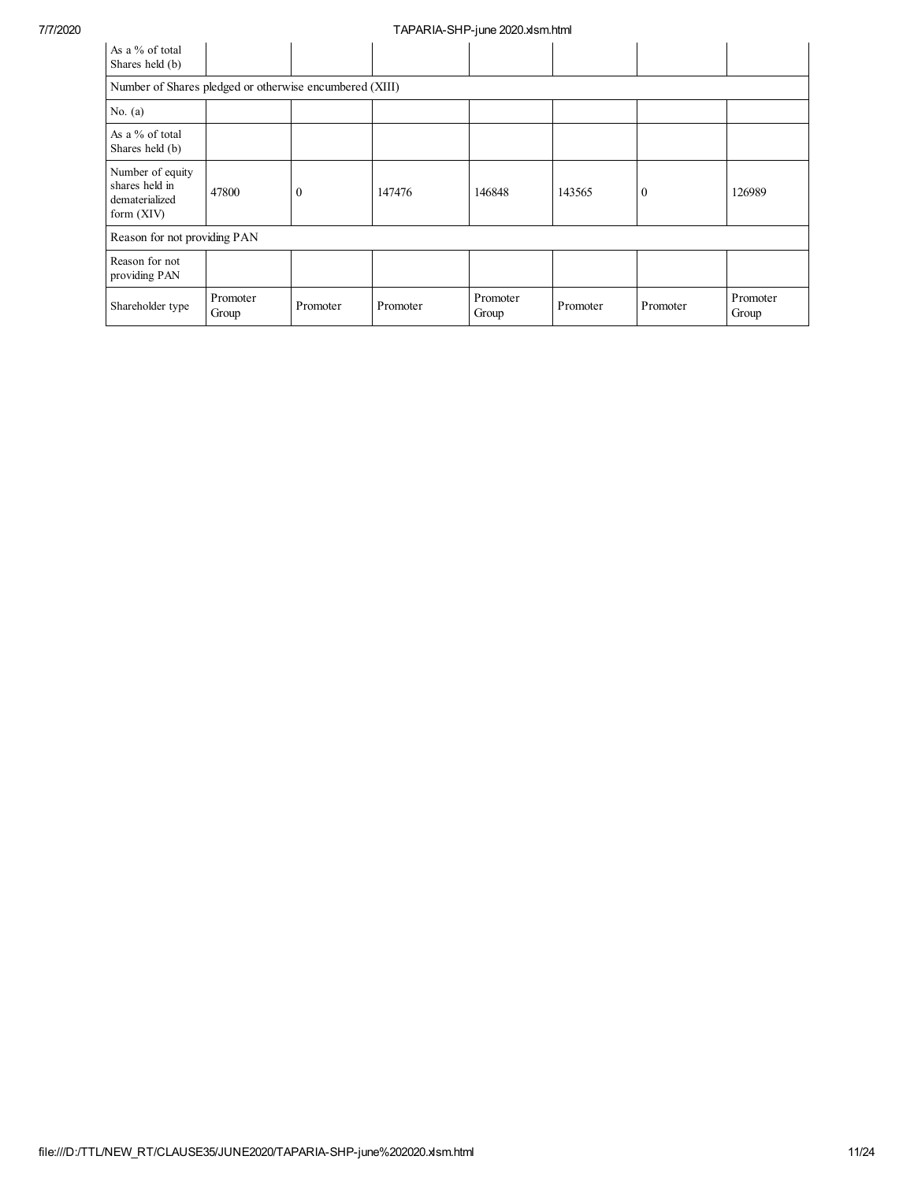| As a % of total Shares held (b) | | | | | | | |
|---|---|---|---|---|---|---|---|
| Number of Shares pledged or otherwise encumbered (XIII) | | | | | | | |
| No. (a) | | | | | | | |
| As a % of total Shares held (b) | | | | | | | |
| Number of equity shares held in dematerialized form (XIV) | 47800 | 0 | 147476 | 146848 | 143565 | 0 | 126989 |
| Reason for not providing PAN | | | | | | | |
| Reason for not providing PAN | | | | | | | |
| Shareholder type | Promoter Group | Promoter | Promoter | Promoter Group | Promoter | Promoter | Promoter Group |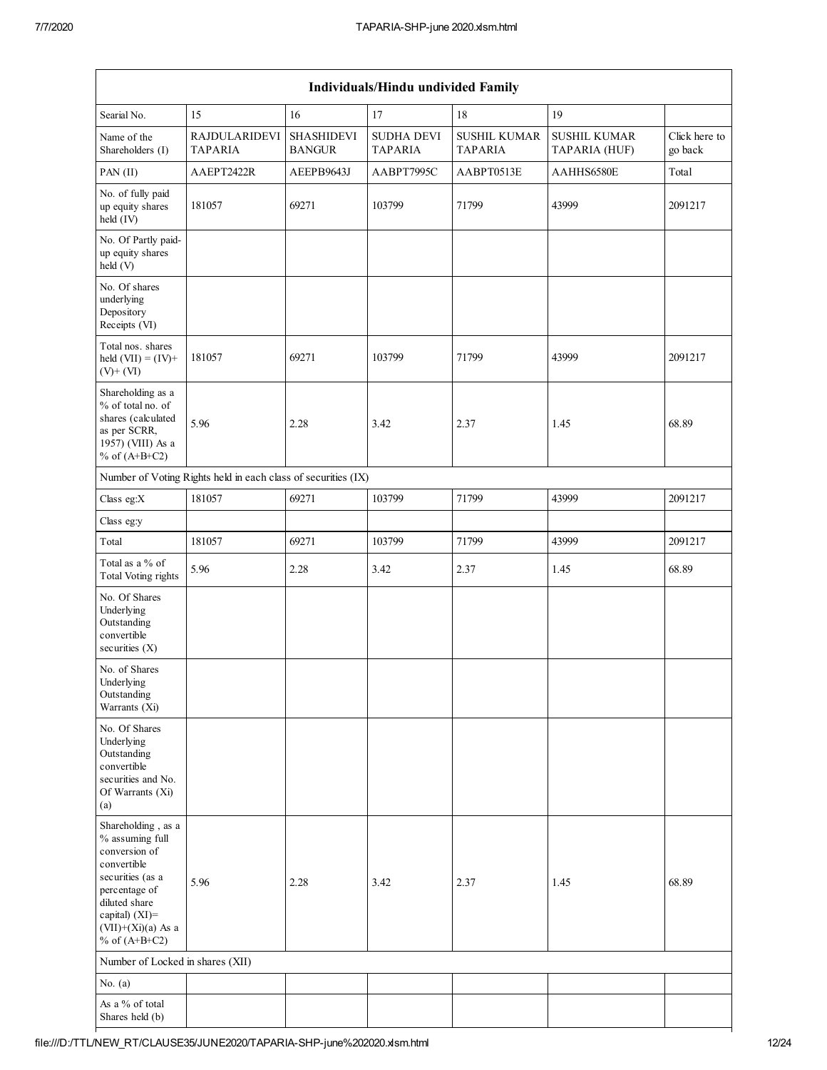| Individuals/Hindu undivided Family | | | | | | |
|---|---|---|---|---|---|---|
| Searial No. | 15 | 16 | 17 | 18 | 19 | |
| Name of the Shareholders (I) | RAJDULARIDEVI TAPARIA | SHASHIDEVI BANGUR | SUDHA DEVI TAPARIA | SUSHIL KUMAR TAPARIA | SUSHIL KUMAR TAPARIA (HUF) | Click here to go back |
| PAN (II) | AAEPT2422R | AEEPB9643J | AABPT7995C | AABPT0513E | AAHHS6580E | Total |
| No. of fully paid up equity shares held (IV) | 181057 | 69271 | 103799 | 71799 | 43999 | 2091217 |
| No. Of Partly paid-up equity shares held (V) | | | | | | |
| No. Of shares underlying Depository Receipts (VI) | | | | | | |
| Total nos. shares held (VII) = (IV)+ (V)+ (VI) | 181057 | 69271 | 103799 | 71799 | 43999 | 2091217 |
| Shareholding as a % of total no. of shares (calculated as per SCRR, 1957) (VIII) As a % of (A+B+C2) | 5.96 | 2.28 | 3.42 | 2.37 | 1.45 | 68.89 |
| Number of Voting Rights held in each class of securities (IX) | | | | | | |
| Class eg:X | 181057 | 69271 | 103799 | 71799 | 43999 | 2091217 |
| Class eg:y | | | | | | |
| Total | 181057 | 69271 | 103799 | 71799 | 43999 | 2091217 |
| Total as a % of Total Voting rights | 5.96 | 2.28 | 3.42 | 2.37 | 1.45 | 68.89 |
| No. Of Shares Underlying Outstanding convertible securities (X) | | | | | | |
| No. of Shares Underlying Outstanding Warrants (Xi) | | | | | | |
| No. Of Shares Underlying Outstanding convertible securities and No. Of Warrants (Xi) (a) | | | | | | |
| Shareholding , as a % assuming full conversion of convertible securities (as a percentage of diluted share capital) (XI)= (VII)+(Xi)(a) As a % of (A+B+C2) | 5.96 | 2.28 | 3.42 | 2.37 | 1.45 | 68.89 |
| Number of Locked in shares (XII) | | | | | | |
| No. (a) | | | | | | |
| As a % of total Shares held (b) | | | | | | |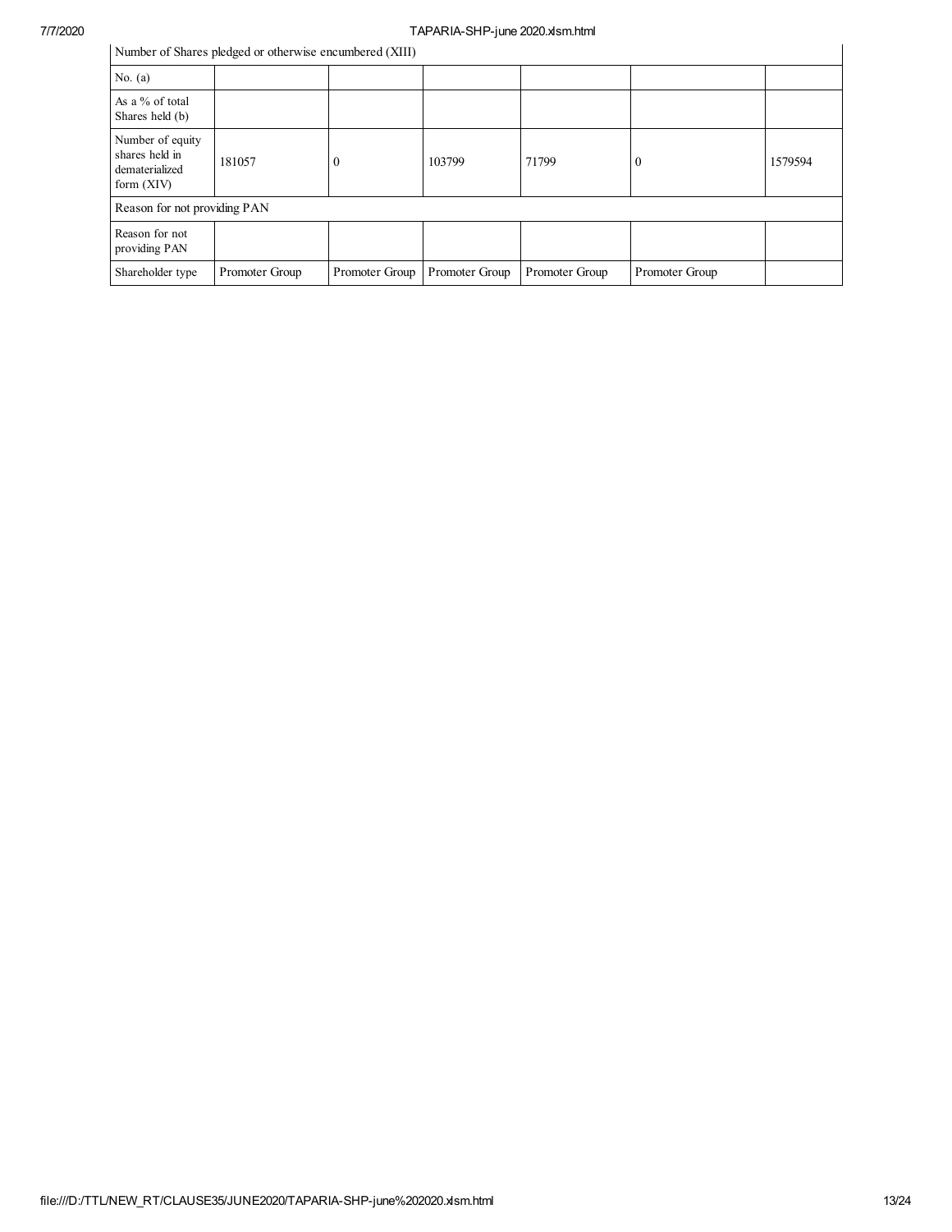| Number of Shares pledged or otherwise encumbered (XIII) | | | | | | |
|---|---|---|---|---|---|---|
| No. (a) | | | | | | |
| As a % of total Shares held (b) | | | | | | |
| Number of equity shares held in dematerialized form (XIV) | 181057 | 0 | 103799 | 71799 | 0 | 1579594 |
| Reason for not providing PAN | | | | | | |
| Reason for not providing PAN | | | | | | |
| Shareholder type | Promoter Group | Promoter Group | Promoter Group | Promoter Group | Promoter Group | |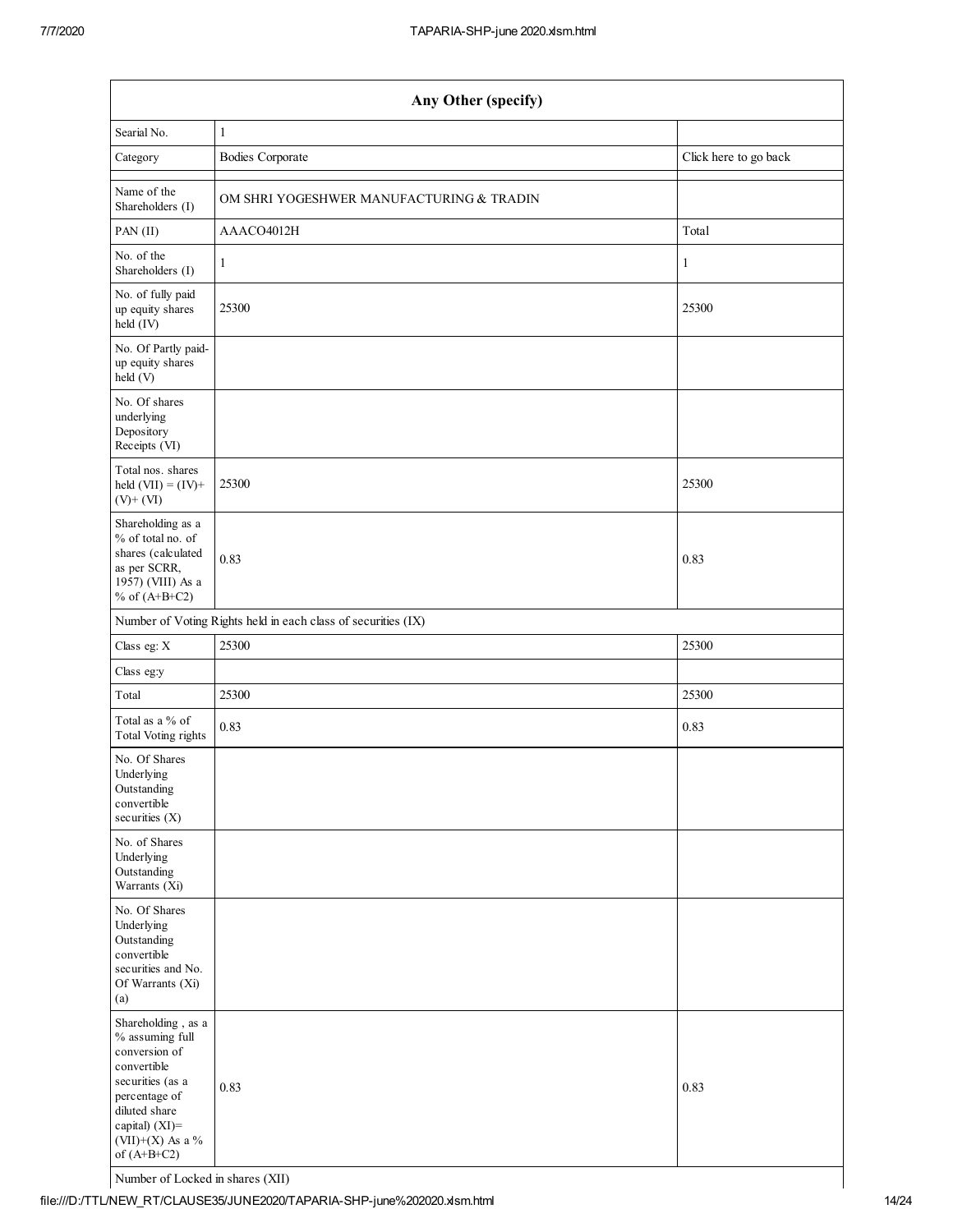| Any Other (specify) | | |
|---|---|---|
| Searial No. | 1 | |
| Category | Bodies Corporate | Click here to go back |
| Name of the Shareholders (I) | OM SHRI YOGESHWER MANUFACTURING & TRADIN | |
| PAN (II) | AAACO4012H | Total |
| No. of the Shareholders (I) | 1 | 1 |
| No. of fully paid up equity shares held (IV) | 25300 | 25300 |
| No. Of Partly paid-up equity shares held (V) | | |
| No. Of shares underlying Depository Receipts (VI) | | |
| Total nos. shares held (VII) = (IV)+ (V)+ (VI) | 25300 | 25300 |
| Shareholding as a % of total no. of shares (calculated as per SCRR, 1957) (VIII) As a % of (A+B+C2) | 0.83 | 0.83 |
| Number of Voting Rights held in each class of securities (IX) | | |
| Class eg: X | 25300 | 25300 |
| Class eg:y | | |
| Total | 25300 | 25300 |
| Total as a % of Total Voting rights | 0.83 | 0.83 |
| No. Of Shares Underlying Outstanding convertible securities (X) | | |
| No. of Shares Underlying Outstanding Warrants (Xi) | | |
| No. Of Shares Underlying Outstanding convertible securities and No. Of Warrants (Xi) (a) | | |
| Shareholding , as a % assuming full conversion of convertible securities (as a percentage of diluted share capital) (XI)= (VII)+(X) As a % of (A+B+C2) | 0.83 | 0.83 |
| Number of Locked in shares (XII) | | |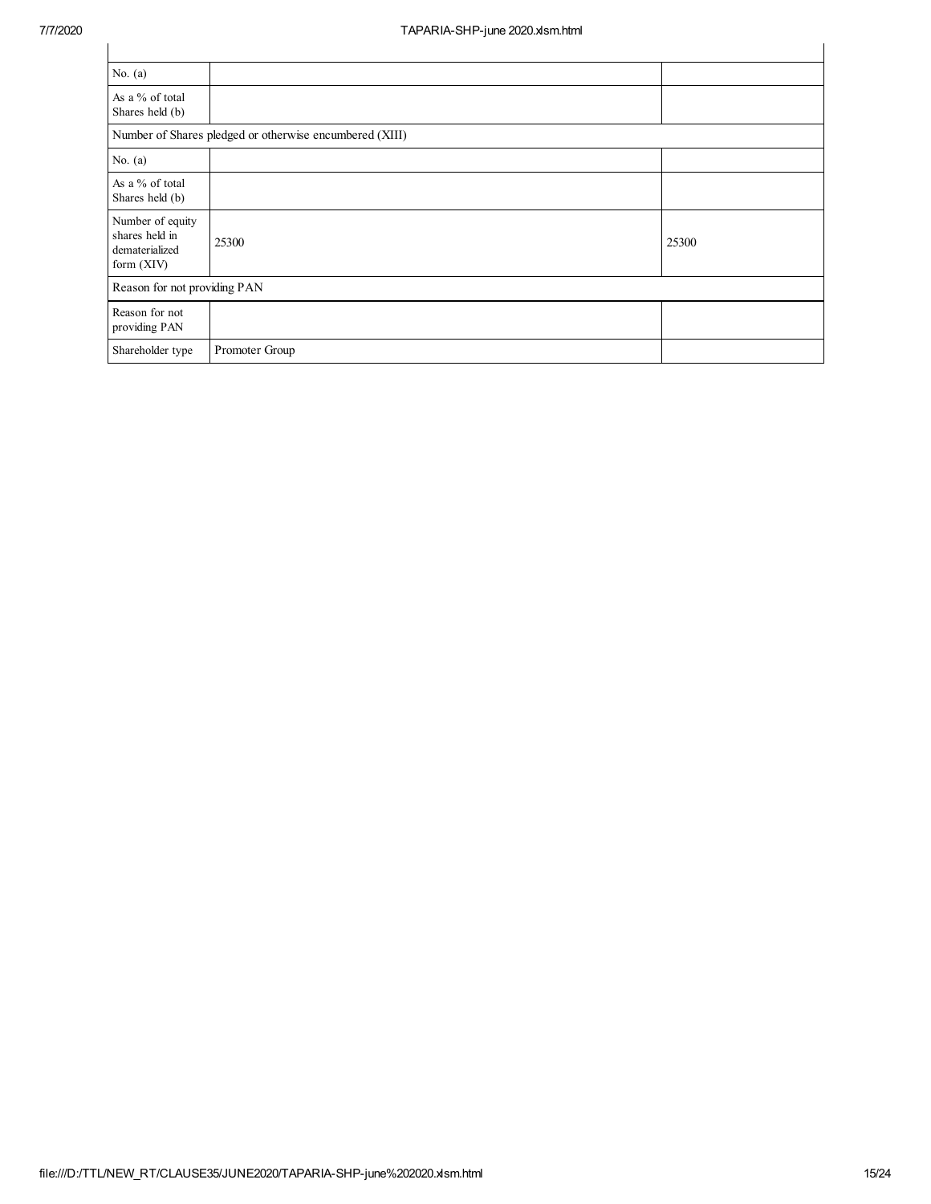| | | |
|---|---|---|
| No. (a) | | |
| As a % of total Shares held (b) | | |
| Number of Shares pledged or otherwise encumbered (XIII) | | |
| No. (a) | | |
| As a % of total Shares held (b) | | |
| Number of equity shares held in dematerialized form (XIV) | 25300 | 25300 |
| Reason for not providing PAN | | |
| Reason for not providing PAN | | |
| Shareholder type | Promoter Group | |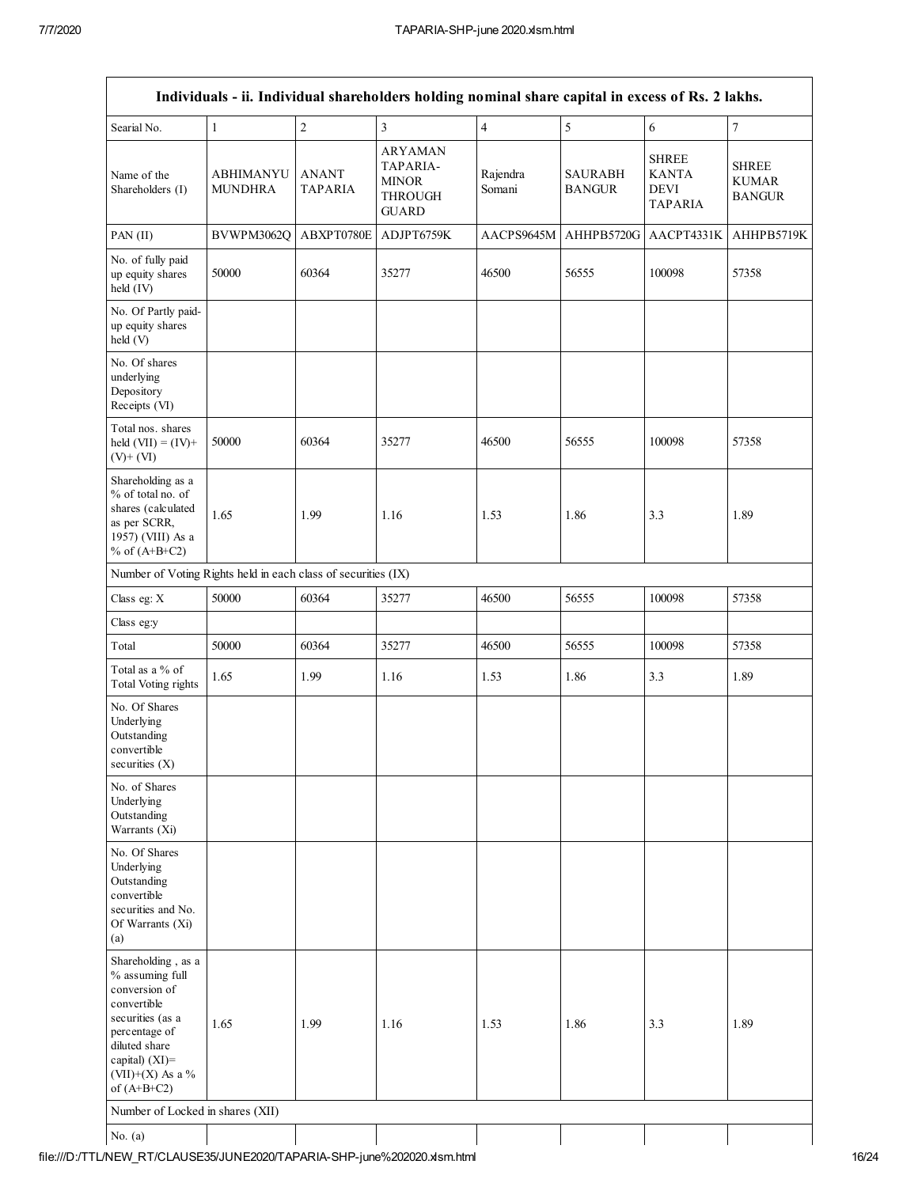| Individuals - ii. Individual shareholders holding nominal share capital in excess of Rs. 2 lakhs. | | | | | | | |
|---|---|---|---|---|---|---|---|
| Searial No. | 1 | 2 | 3 | 4 | 5 | 6 | 7 |
| Name of the Shareholders (I) | ABHIMANYU MUNDHRA | ANANT TAPARIA | ARYAMAN TAPARIA-MINOR THROUGH GUARD | Rajendra Somani | SAURABH BANGUR | SHREE KANTA DEVI TAPARIA | SHREE KUMAR BANGUR |
| PAN (II) | BVWPM3062Q | ABXPT0780E | ADJPT6759K | AACPS9645M | AHHPB5720G | AACPT4331K | AHHPB5719K |
| No. of fully paid up equity shares held (IV) | 50000 | 60364 | 35277 | 46500 | 56555 | 100098 | 57358 |
| No. Of Partly paid-up equity shares held (V) | | | | | | | |
| No. Of shares underlying Depository Receipts (VI) | | | | | | | |
| Total nos. shares held (VII) = (IV)+ (V)+ (VI) | 50000 | 60364 | 35277 | 46500 | 56555 | 100098 | 57358 |
| Shareholding as a % of total no. of shares (calculated as per SCRR, 1957) (VIII) As a % of (A+B+C2) | 1.65 | 1.99 | 1.16 | 1.53 | 1.86 | 3.3 | 1.89 |
| Number of Voting Rights held in each class of securities (IX) | | | | | | | |
| Class eg: X | 50000 | 60364 | 35277 | 46500 | 56555 | 100098 | 57358 |
| Class eg:y | | | | | | | |
| Total | 50000 | 60364 | 35277 | 46500 | 56555 | 100098 | 57358 |
| Total as a % of Total Voting rights | 1.65 | 1.99 | 1.16 | 1.53 | 1.86 | 3.3 | 1.89 |
| No. Of Shares Underlying Outstanding convertible securities (X) | | | | | | | |
| No. of Shares Underlying Outstanding Warrants (Xi) | | | | | | | |
| No. Of Shares Underlying Outstanding convertible securities and No. Of Warrants (Xi) (a) | | | | | | | |
| Shareholding , as a % assuming full conversion of convertible securities (as a percentage of diluted share capital) (XI)= (VII)+(X) As a % of (A+B+C2) | 1.65 | 1.99 | 1.16 | 1.53 | 1.86 | 3.3 | 1.89 |
| Number of Locked in shares (XII) | | | | | | | |
| No. (a) | | | | | | | |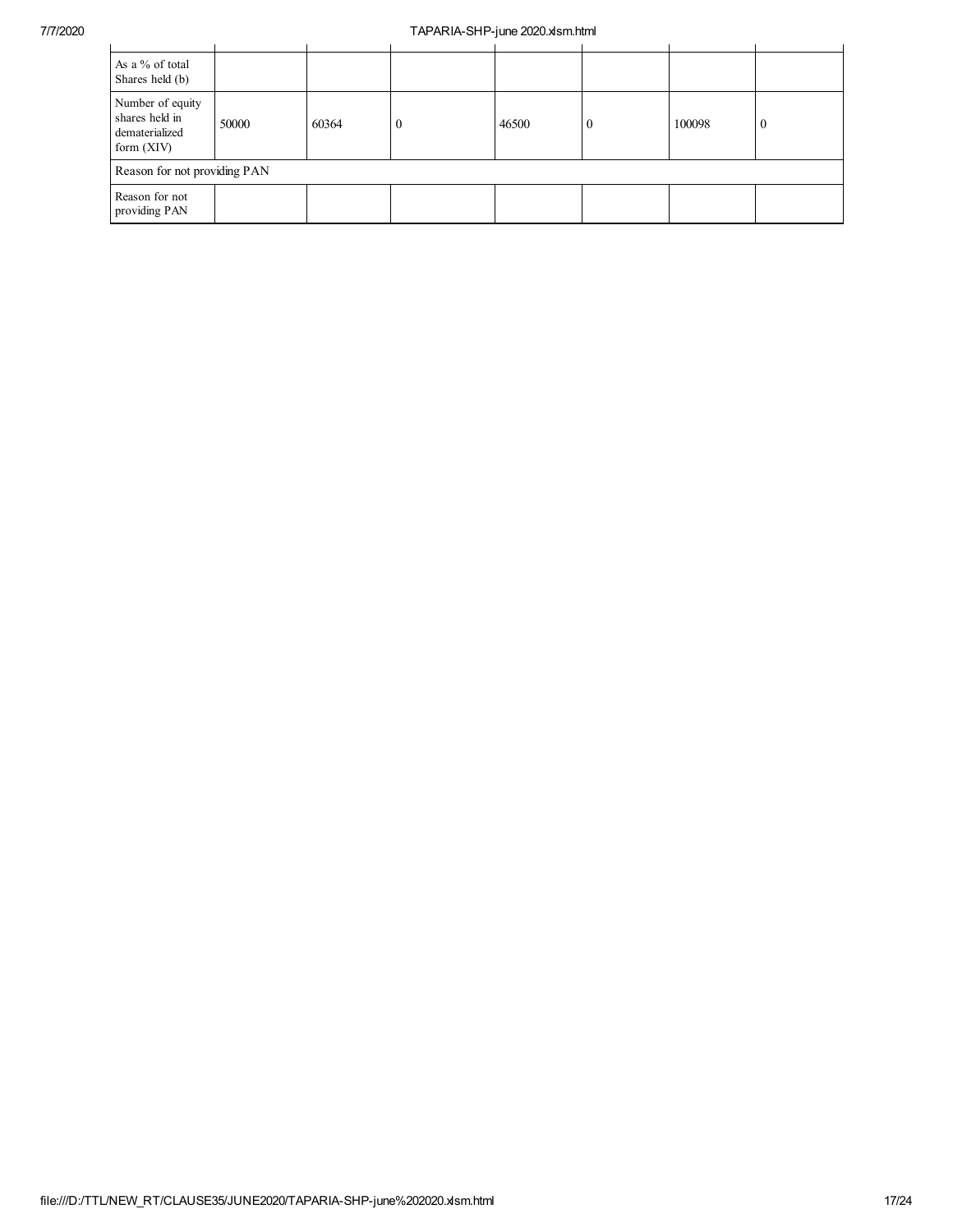| | | | | | | | |
|---|---|---|---|---|---|---|---|
| As a % of total Shares held (b) | | | | | | | |
| Number of equity shares held in dematerialized form (XIV) | 50000 | 60364 | 0 | 46500 | 0 | 100098 | 0 |
| Reason for not providing PAN | | | | | | | |
| Reason for not providing PAN | | | | | | | |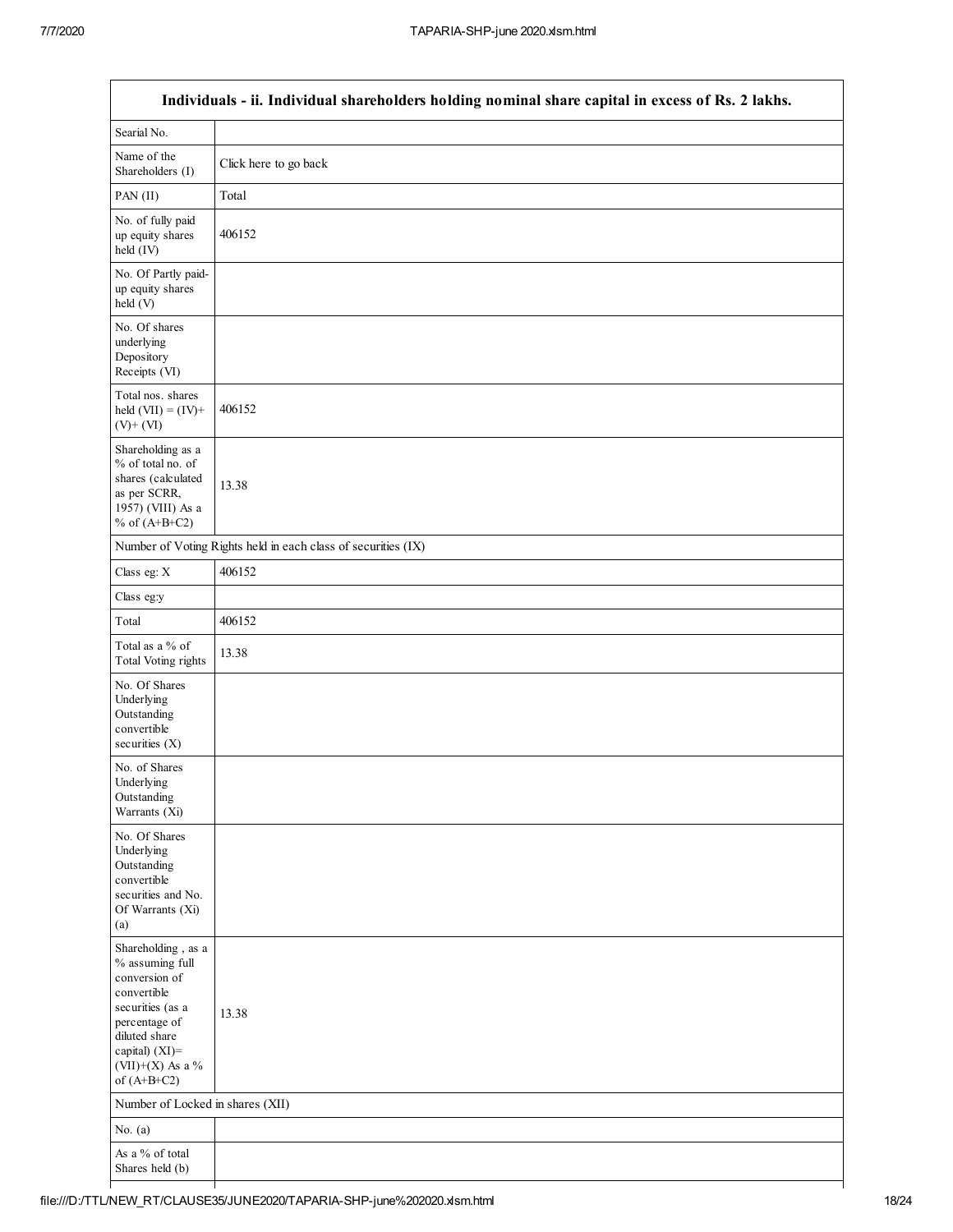| Individuals - ii. Individual shareholders holding nominal share capital in excess of Rs. 2 lakhs. | |
|---|---|
| Searial No. | |
| Name of the Shareholders (I) | Click here to go back |
| PAN (II) | Total |
| No. of fully paid up equity shares held (IV) | 406152 |
| No. Of Partly paid-up equity shares held (V) | |
| No. Of shares underlying Depository Receipts (VI) | |
| Total nos. shares held (VII) = (IV)+ (V)+ (VI) | 406152 |
| Shareholding as a % of total no. of shares (calculated as per SCRR, 1957) (VIII) As a % of (A+B+C2) | 13.38 |
| Number of Voting Rights held in each class of securities (IX) | |
| Class eg: X | 406152 |
| Class eg:y | |
| Total | 406152 |
| Total as a % of Total Voting rights | 13.38 |
| No. Of Shares Underlying Outstanding convertible securities (X) | |
| No. of Shares Underlying Outstanding Warrants (Xi) | |
| No. Of Shares Underlying Outstanding convertible securities and No. Of Warrants (Xi) (a) | |
| Shareholding , as a % assuming full conversion of convertible securities (as a percentage of diluted share capital) (XI)= (VII)+(X) As a % of (A+B+C2) | 13.38 |
| Number of Locked in shares (XII) | |
| No. (a) | |
| As a % of total Shares held (b) | |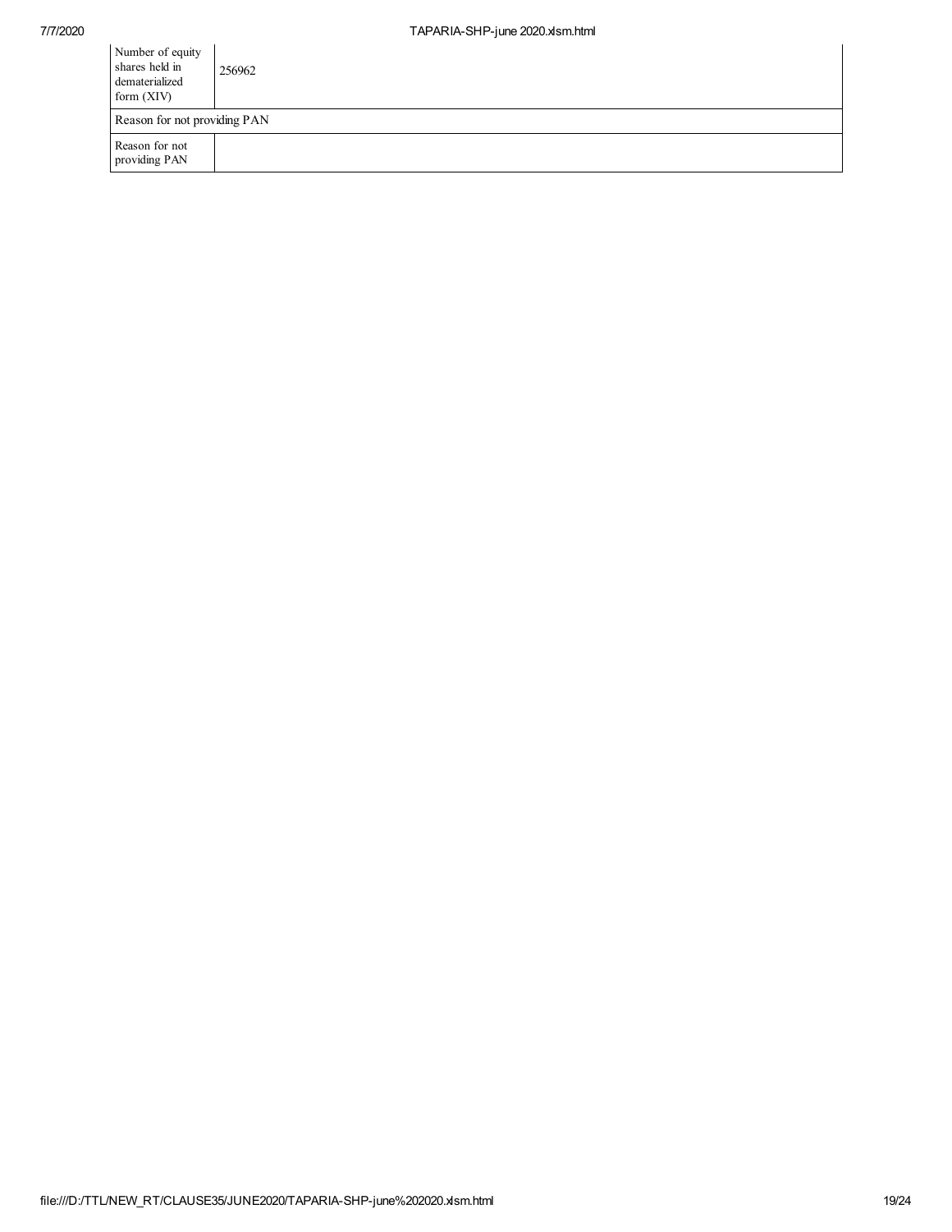| | |
|---|---|
| Number of equity shares held in dematerialized form (XIV) | 256962 |
| Reason for not providing PAN | |
| Reason for not providing PAN | |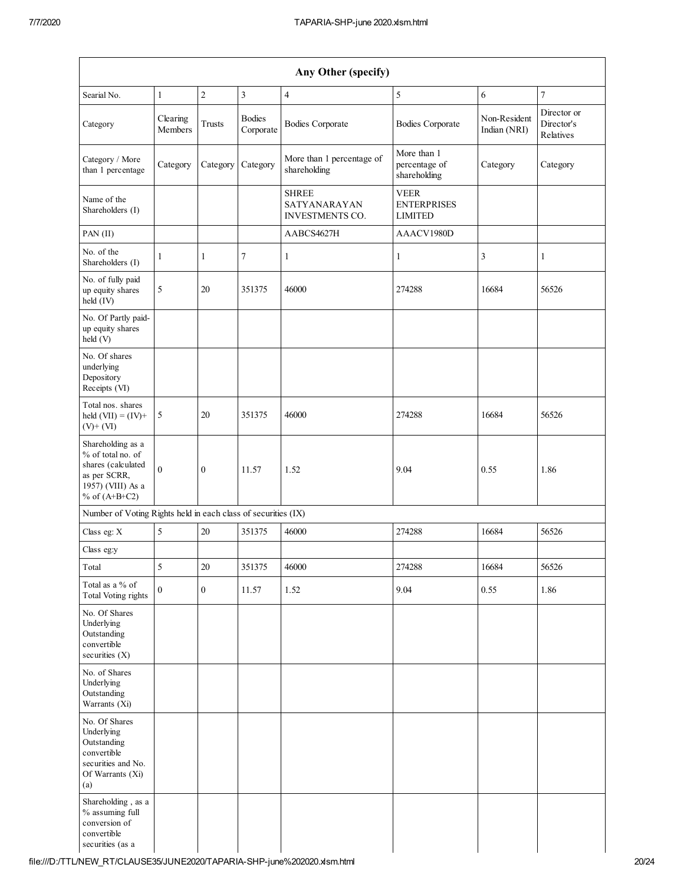| Any Other (specify) | | | | | | | |
|---|---|---|---|---|---|---|---|
| Searial No. | 1 | 2 | 3 | 4 | 5 | 6 | 7 |
| Category | Clearing Members | Trusts | Bodies Corporate | Bodies Corporate | Bodies Corporate | Non-Resident Indian (NRI) | Director or Director's Relatives |
| Category / More than 1 percentage | Category | Category | Category | More than 1 percentage of shareholding | More than 1 percentage of shareholding | Category | Category |
| Name of the Shareholders (I) | | | | SHREE SATYANARAYAN INVESTMENTS CO. | VEER ENTERPRISES LIMITED | | |
| PAN (II) | | | | AABCS4627H | AAACV1980D | | |
| No. of the Shareholders (I) | 1 | 1 | 7 | 1 | 1 | 3 | 1 |
| No. of fully paid up equity shares held (IV) | 5 | 20 | 351375 | 46000 | 274288 | 16684 | 56526 |
| No. Of Partly paid-up equity shares held (V) | | | | | | | |
| No. Of shares underlying Depository Receipts (VI) | | | | | | | |
| Total nos. shares held (VII) = (IV)+ (V)+ (VI) | 5 | 20 | 351375 | 46000 | 274288 | 16684 | 56526 |
| Shareholding as a % of total no. of shares (calculated as per SCRR, 1957) (VIII) As a % of (A+B+C2) | 0 | 0 | 11.57 | 1.52 | 9.04 | 0.55 | 1.86 |
| Number of Voting Rights held in each class of securities (IX) | | | | | | | |
| Class eg: X | 5 | 20 | 351375 | 46000 | 274288 | 16684 | 56526 |
| Class eg:y | | | | | | | |
| Total | 5 | 20 | 351375 | 46000 | 274288 | 16684 | 56526 |
| Total as a % of Total Voting rights | 0 | 0 | 11.57 | 1.52 | 9.04 | 0.55 | 1.86 |
| No. Of Shares Underlying Outstanding convertible securities (X) | | | | | | | |
| No. of Shares Underlying Outstanding Warrants (Xi) | | | | | | | |
| No. Of Shares Underlying Outstanding convertible securities and No. Of Warrants (Xi) (a) | | | | | | | |
| Shareholding , as a % assuming full conversion of convertible securities (as a | | | | | | | |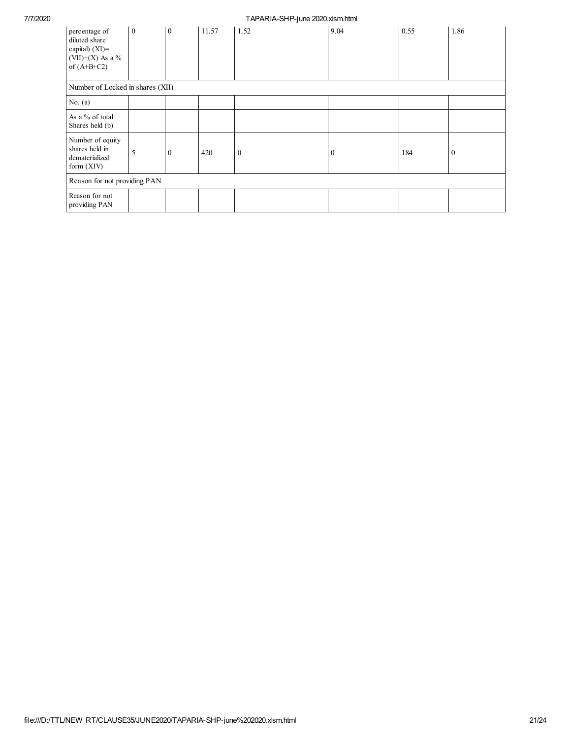| percentage of diluted share capital) (XI)= (VII)+(X) As a % of (A+B+C2) | 0 | 0 | 11.57 | 1.52 | 9.04 | 0.55 | 1.86 |
|---|---|---|---|---|---|---|---|
| Number of Locked in shares (XII) | | | | | | | |
| No. (a) | | | | | | | |
| As a % of total Shares held (b) | | | | | | | |
| Number of equity shares held in dematerialized form (XIV) | 5 | 0 | 420 | 0 | 0 | 184 | 0 |
| Reason for not providing PAN | | | | | | | |
| Reason for not providing PAN | | | | | | | |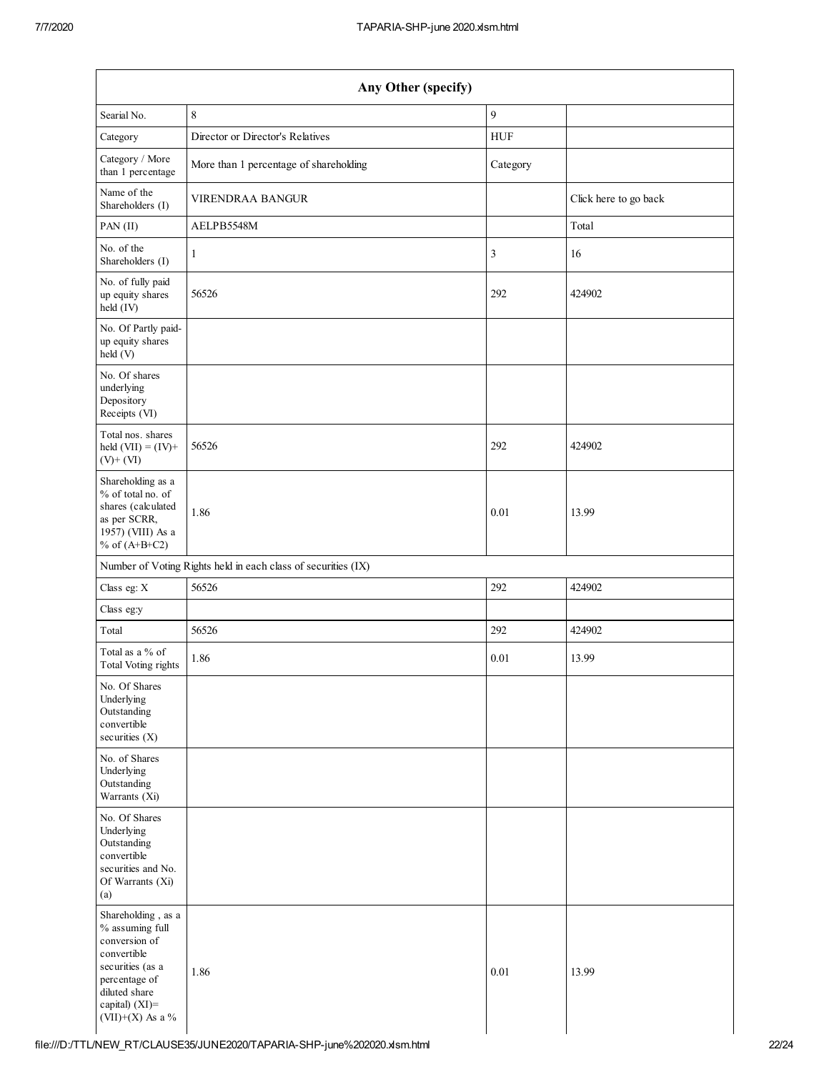| Any Other (specify) | | | |
|---|---|---|---|
| Searial No. | 8 | 9 | |
| Category | Director or Director's Relatives | HUF | |
| Category / More than 1 percentage | More than 1 percentage of shareholding | Category | |
| Name of the Shareholders (I) | VIRENDRAA BANGUR | | Click here to go back |
| PAN (II) | AELPB5548M | | Total |
| No. of the Shareholders (I) | 1 | 3 | 16 |
| No. of fully paid up equity shares held (IV) | 56526 | 292 | 424902 |
| No. Of Partly paid-up equity shares held (V) | | | |
| No. Of shares underlying Depository Receipts (VI) | | | |
| Total nos. shares held (VII) = (IV)+ (V)+ (VI) | 56526 | 292 | 424902 |
| Shareholding as a % of total no. of shares (calculated as per SCRR, 1957) (VIII) As a % of (A+B+C2) | 1.86 | 0.01 | 13.99 |
| Number of Voting Rights held in each class of securities (IX) | | | |
| Class eg: X | 56526 | 292 | 424902 |
| Class eg:y | | | |
| Total | 56526 | 292 | 424902 |
| Total as a % of Total Voting rights | 1.86 | 0.01 | 13.99 |
| No. Of Shares Underlying Outstanding convertible securities (X) | | | |
| No. of Shares Underlying Outstanding Warrants (Xi) | | | |
| No. Of Shares Underlying Outstanding convertible securities and No. Of Warrants (Xi) (a) | | | |
| Shareholding , as a % assuming full conversion of convertible securities (as a percentage of diluted share capital) (XI)= (VII)+(X) As a % | 1.86 | 0.01 | 13.99 |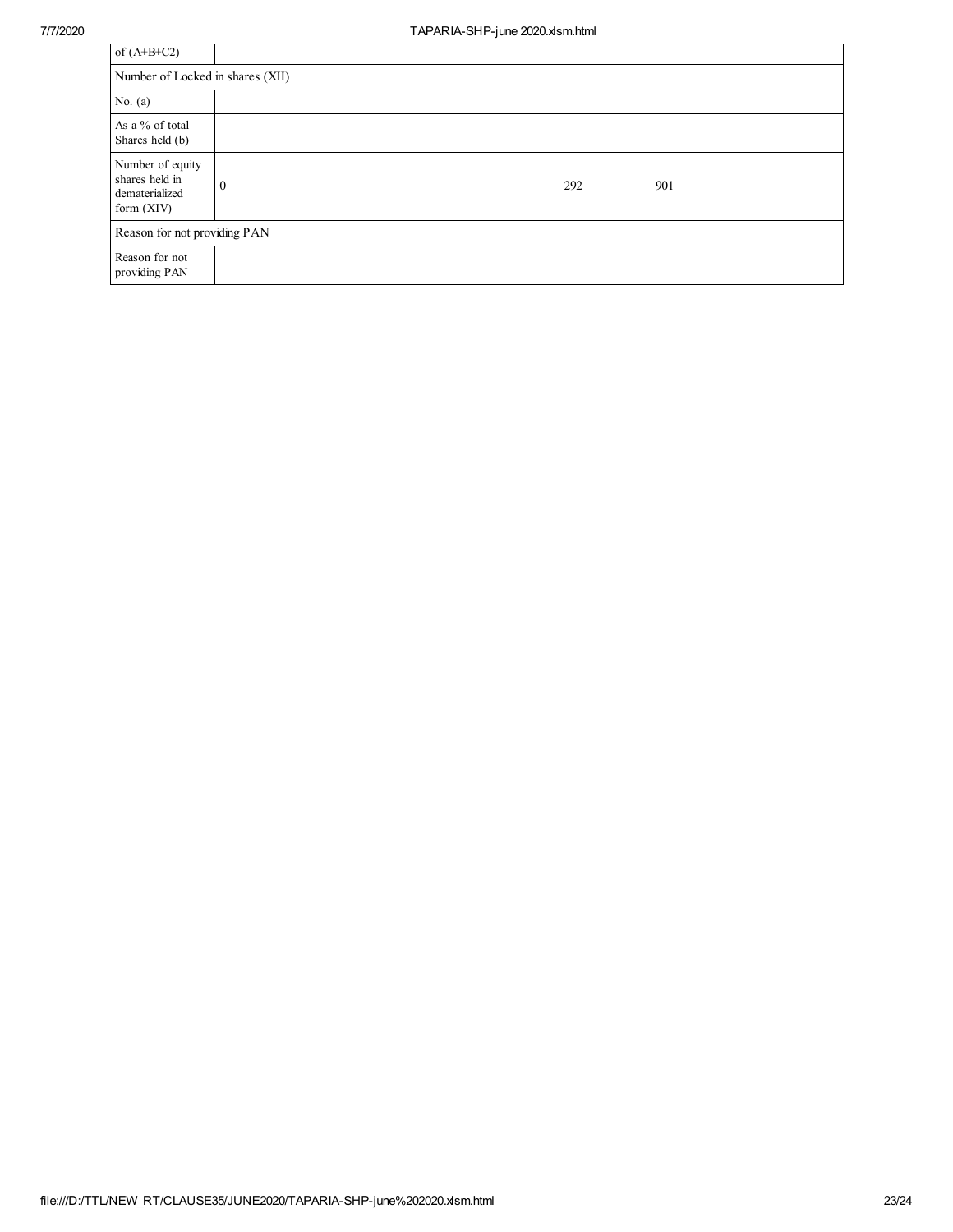| of (A+B+C2) | | | |
|---|---|---|---|
| Number of Locked in shares (XII) | | | |
| No. (a) | | | |
| As a % of total Shares held (b) | | | |
| Number of equity shares held in dematerialized form (XIV) | 0 | 292 | 901 |
| Reason for not providing PAN | | | |
| Reason for not providing PAN | | | |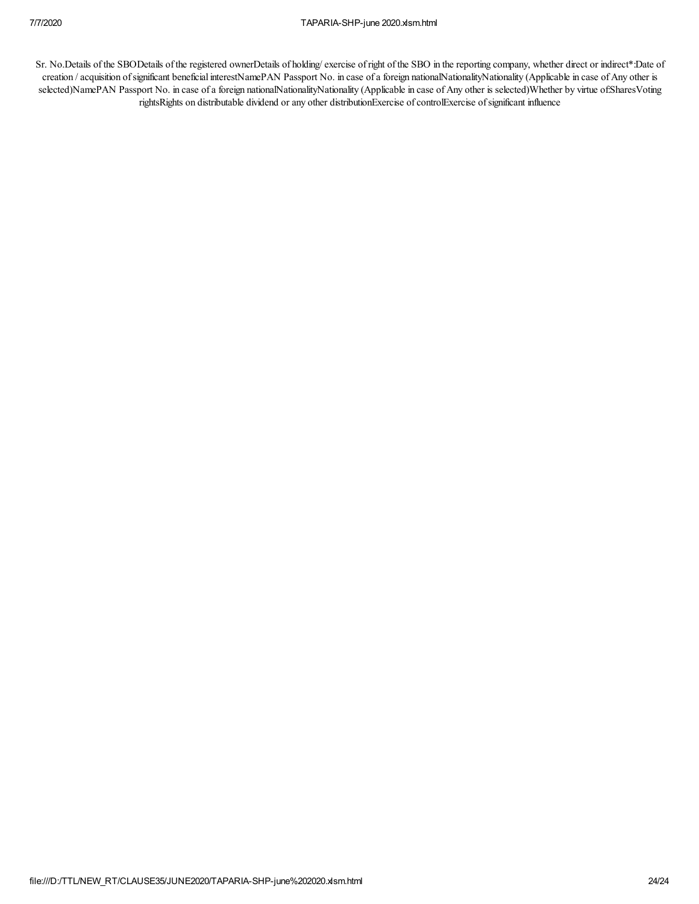Sr. No.Details of the SBODetails of the registered ownerDetails of holding/ exercise of right of the SBO in the reporting company, whether direct or indirect*:Date of creation / acquisition of significant beneficial interestNamePAN Passport No. in case of a foreign nationalNationalityNationality (Applicable in case of Any other is selected)NamePAN Passport No. in case of a foreign nationalNationalityNationality (Applicable in case of Any other is selected)Whether by virtue of:SharesVoting rightsRights on distributable dividend or any other distributionExercise of controlExercise of significant influence